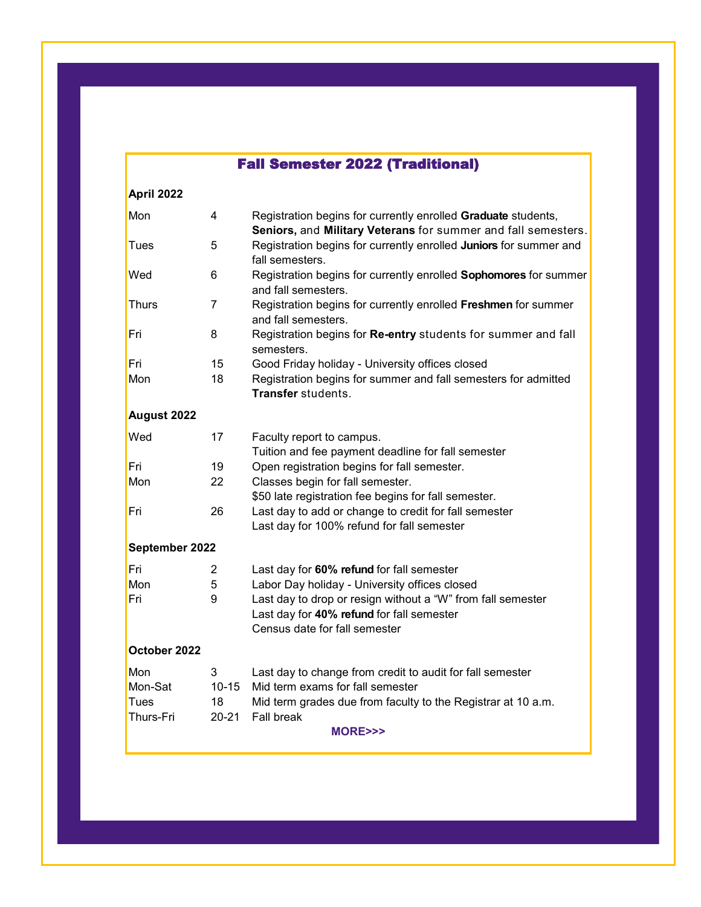# Fall Semester 2022 (Traditional)

**April 2022**

| | | |
|---|---|---|
| Mon | 4 | Registration begins for currently enrolled **Graduate** students, **Seniors,** and **Military Veterans** for summer and fall semesters. |
| Tues | 5 | Registration begins for currently enrolled **Juniors** for summer and fall semesters. |
| Wed | 6 | Registration begins for currently enrolled **Sophomores** for summer and fall semesters. |
| Thurs | 7 | Registration begins for currently enrolled **Freshmen** for summer and fall semesters. |
| Fri | 8 | Registration begins for **Re-entry** students for summer and fall semesters. |
| Fri | 15 | Good Friday holiday - University offices closed |
| Mon | 18 | Registration begins for summer and fall semesters for admitted **Transfer** students. |

**August 2022**

| | | |
|---|---|---|
| Wed | 17 | Faculty report to campus.<br>Tuition and fee payment deadline for fall semester |
| Fri | 19 | Open registration begins for fall semester. |
| Mon | 22 | Classes begin for fall semester.<br>$50 late registration fee begins for fall semester. |
| Fri | 26 | Last day to add or change to credit for fall semester<br>Last day for 100% refund for fall semester |

**September 2022**

| | | |
|---|---|---|
| Fri | 2 | Last day for **60% refund** for fall semester |
| Mon | 5 | Labor Day holiday - University offices closed |
| Fri | 9 | Last day to drop or resign without a "W" from fall semester<br>Last day for **40% refund** for fall semester<br>Census date for fall semester |

**October 2022**

| | | |
|---|---|---|
| Mon | 3 | Last day to change from credit to audit for fall semester |
| Mon-Sat | 10-15 | Mid term exams for fall semester |
| Tues | 18 | Mid term grades due from faculty to the Registrar at 10 a.m. |
| Thurs-Fri | 20-21 | Fall break |

**MORE>>>**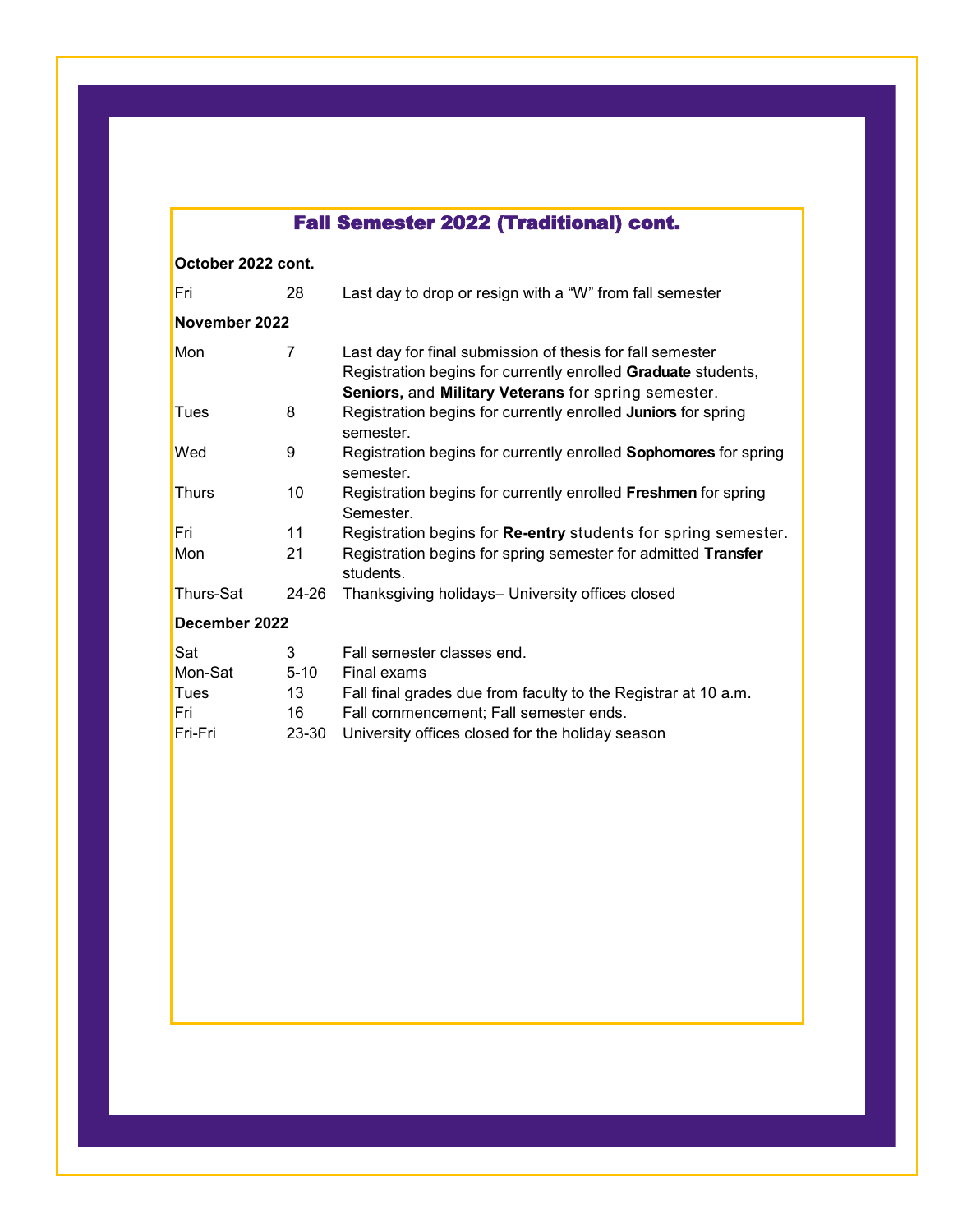## Fall Semester 2022 (Traditional) cont.

**October 2022 cont.**

| | | |
|---|---|---|
| Fri | 28 | Last day to drop or resign with a "W" from fall semester |

**November 2022**

| | | |
|---|---|---|
| Mon | 7 | Last day for final submission of thesis for fall semester<br>Registration begins for currently enrolled **Graduate** students, **Seniors,** and **Military Veterans** for spring semester. |
| Tues | 8 | Registration begins for currently enrolled **Juniors** for spring semester. |
| Wed | 9 | Registration begins for currently enrolled **Sophomores** for spring semester. |
| Thurs | 10 | Registration begins for currently enrolled **Freshmen** for spring Semester. |
| Fri | 11 | Registration begins for **Re-entry** students for spring semester. |
| Mon | 21 | Registration begins for spring semester for admitted **Transfer** students. |
| Thurs-Sat | 24-26 | Thanksgiving holidays– University offices closed |

**December 2022**

| | | |
|---|---|---|
| Sat | 3 | Fall semester classes end. |
| Mon-Sat | 5-10 | Final exams |
| Tues | 13 | Fall final grades due from faculty to the Registrar at 10 a.m. |
| Fri | 16 | Fall commencement; Fall semester ends. |
| Fri-Fri | 23-30 | University offices closed for the holiday season |